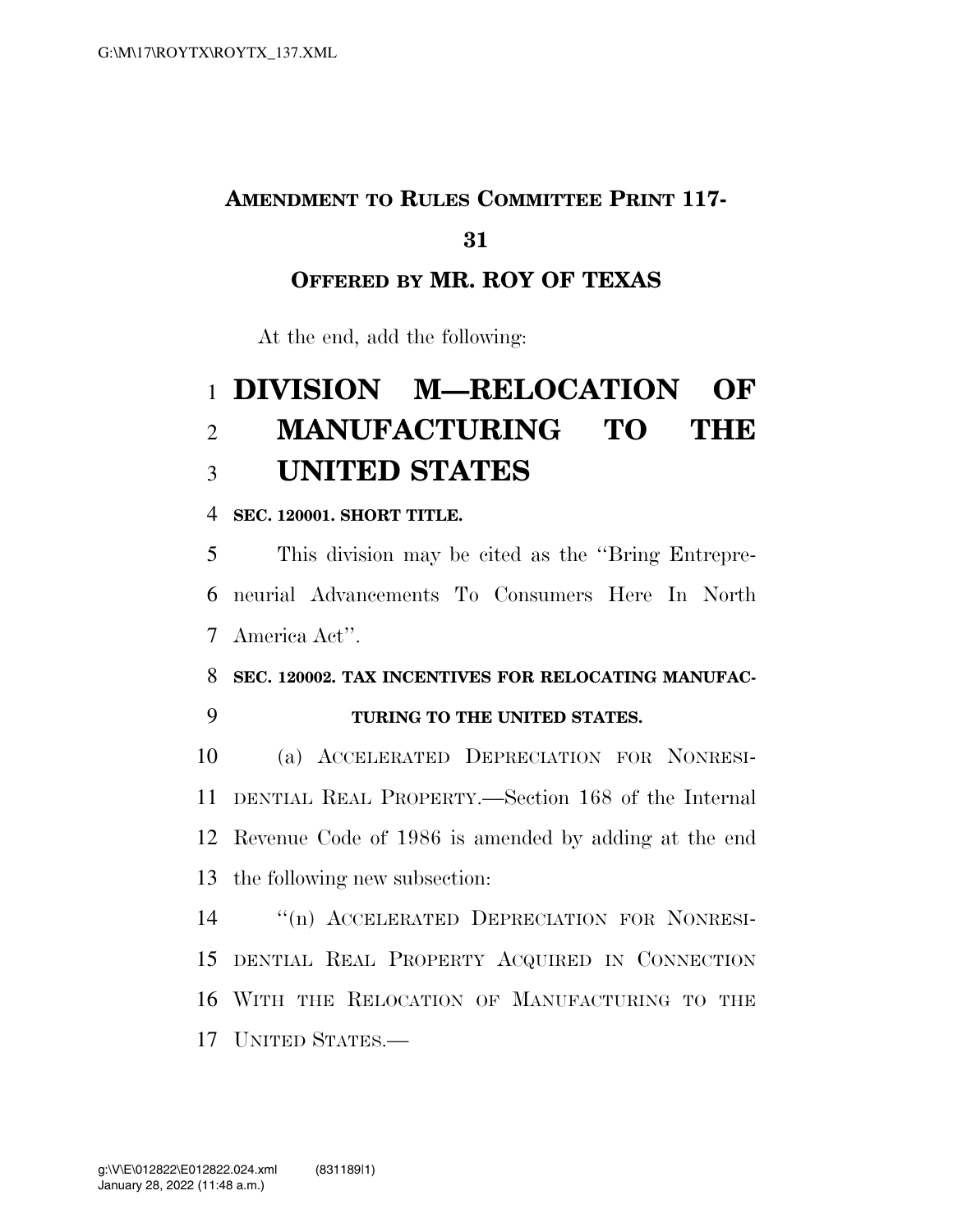**AMENDMENT TO RULES COMMITTEE PRINT 117-31**

**OFFERED BY MR. ROY OF TEXAS**

At the end, add the following:

# DIVISION M—RELOCATION OF MANUFACTURING TO THE UNITED STATES

**SEC. 120001. SHORT TITLE.**

This division may be cited as the ''Bring Entrepreneurial Advancements To Consumers Here In North America Act''.

**SEC. 120002. TAX INCENTIVES FOR RELOCATING MANUFACTURING TO THE UNITED STATES.**

(a) ACCELERATED DEPRECIATION FOR NONRESIDENTIAL REAL PROPERTY.—Section 168 of the Internal Revenue Code of 1986 is amended by adding at the end the following new subsection:

''(n) ACCELERATED DEPRECIATION FOR NONRESIDENTIAL REAL PROPERTY ACQUIRED IN CONNECTION WITH THE RELOCATION OF MANUFACTURING TO THE UNITED STATES.—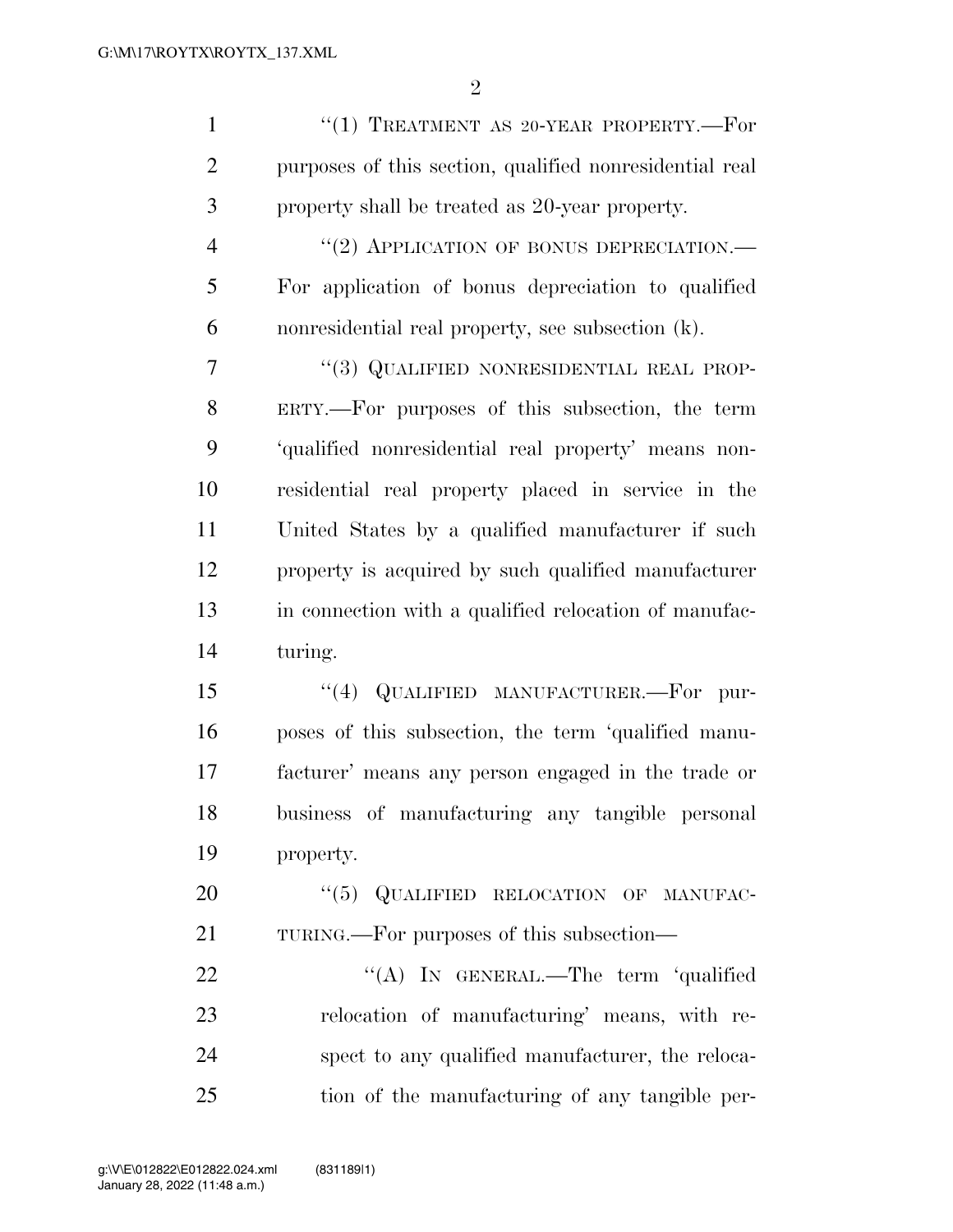"(1) TREATMENT AS 20-YEAR PROPERTY.—For purposes of this section, qualified nonresidential real property shall be treated as 20-year property.

"(2) APPLICATION OF BONUS DEPRECIATION.—For application of bonus depreciation to qualified nonresidential real property, see subsection (k).

"(3) QUALIFIED NONRESIDENTIAL REAL PROPERTY.—For purposes of this subsection, the term 'qualified nonresidential real property' means nonresidential real property placed in service in the United States by a qualified manufacturer if such property is acquired by such qualified manufacturer in connection with a qualified relocation of manufacturing.

"(4) QUALIFIED MANUFACTURER.—For purposes of this subsection, the term 'qualified manufacturer' means any person engaged in the trade or business of manufacturing any tangible personal property.

"(5) QUALIFIED RELOCATION OF MANUFACTURING.—For purposes of this subsection—

"(A) IN GENERAL.—The term 'qualified relocation of manufacturing' means, with respect to any qualified manufacturer, the relocation of the manufacturing of any tangible per-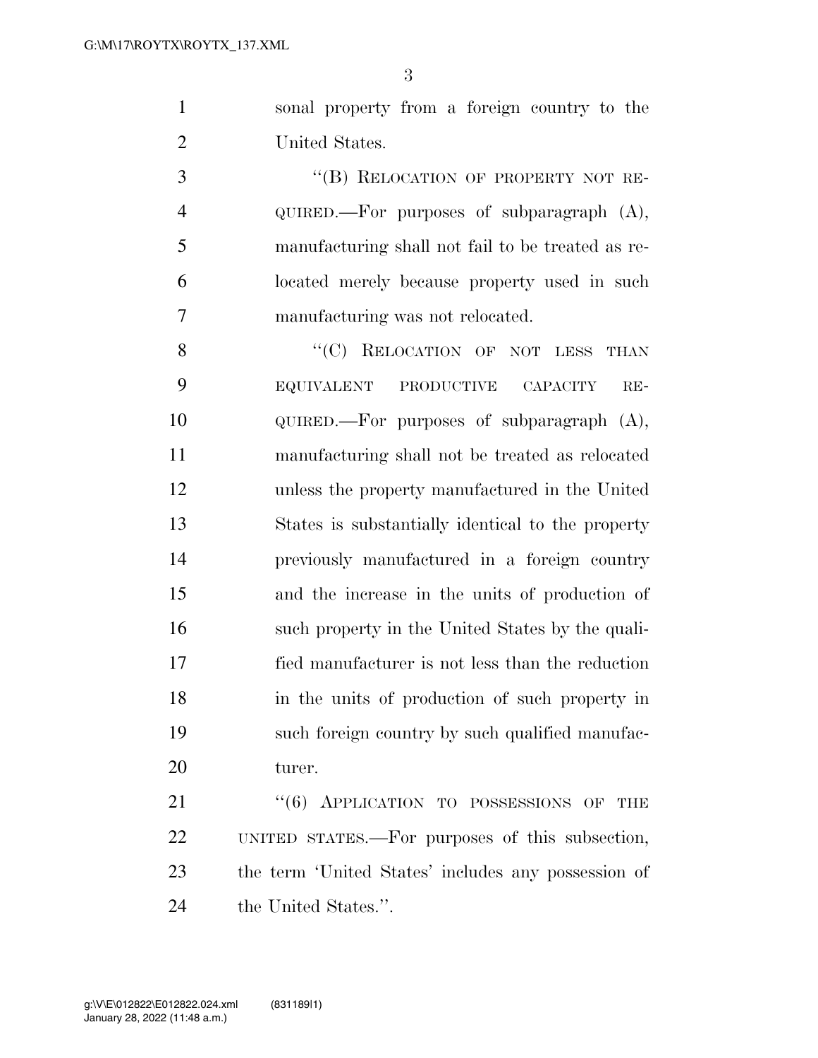sonal property from a foreign country to the United States.

"(B) RELOCATION OF PROPERTY NOT REQUIRED.—For purposes of subparagraph (A), manufacturing shall not fail to be treated as relocated merely because property used in such manufacturing was not relocated.

"(C) RELOCATION OF NOT LESS THAN EQUIVALENT PRODUCTIVE CAPACITY REQUIRED.—For purposes of subparagraph (A), manufacturing shall not be treated as relocated unless the property manufactured in the United States is substantially identical to the property previously manufactured in a foreign country and the increase in the units of production of such property in the United States by the qualified manufacturer is not less than the reduction in the units of production of such property in such foreign country by such qualified manufacturer.

"(6) APPLICATION TO POSSESSIONS OF THE UNITED STATES.—For purposes of this subsection, the term 'United States' includes any possession of the United States.".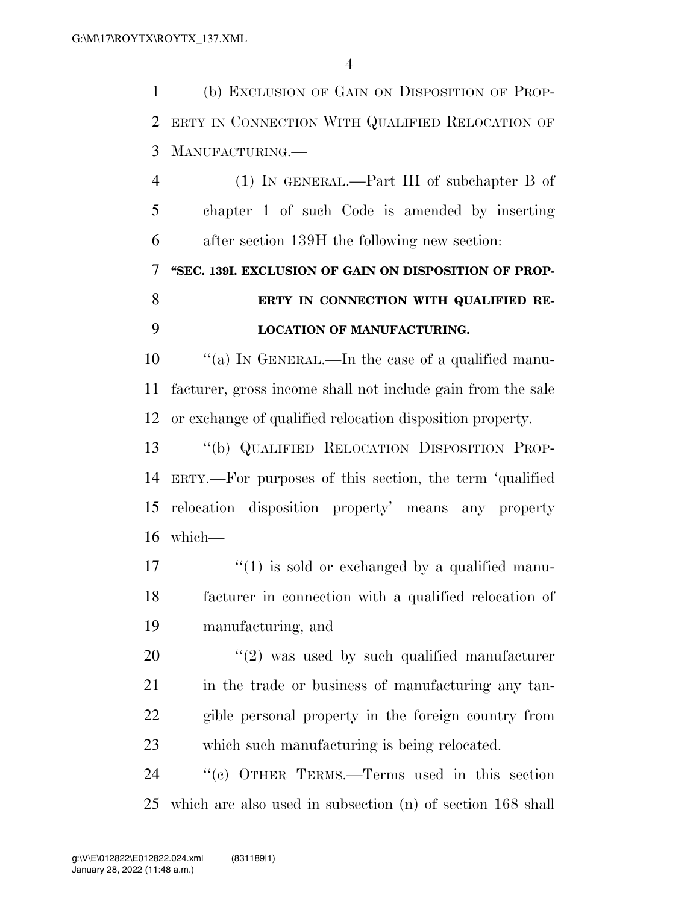(b) EXCLUSION OF GAIN ON DISPOSITION OF PROPERTY IN CONNECTION WITH QUALIFIED RELOCATION OF MANUFACTURING.—

(1) IN GENERAL.—Part III of subchapter B of chapter 1 of such Code is amended by inserting after section 139H the following new section:

**"SEC. 139I. EXCLUSION OF GAIN ON DISPOSITION OF PROPERTY IN CONNECTION WITH QUALIFIED RELOCATION OF MANUFACTURING.**

"(a) IN GENERAL.—In the case of a qualified manufacturer, gross income shall not include gain from the sale or exchange of qualified relocation disposition property.

"(b) QUALIFIED RELOCATION DISPOSITION PROPERTY.—For purposes of this section, the term 'qualified relocation disposition property' means any property which—

"(1) is sold or exchanged by a qualified manufacturer in connection with a qualified relocation of manufacturing, and

"(2) was used by such qualified manufacturer in the trade or business of manufacturing any tangible personal property in the foreign country from which such manufacturing is being relocated.

"(c) OTHER TERMS.—Terms used in this section which are also used in subsection (n) of section 168 shall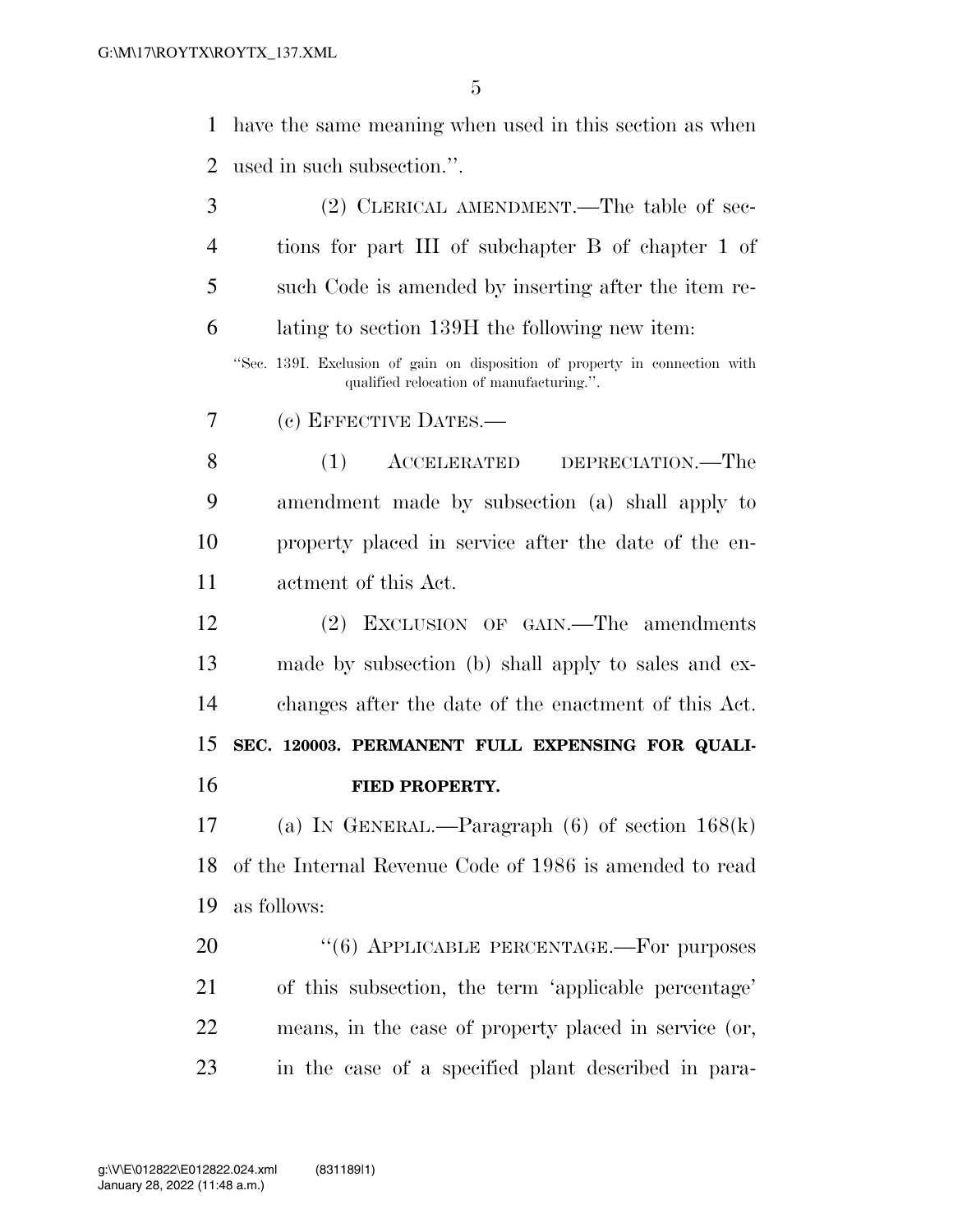have the same meaning when used in this section as when used in such subsection.''.

(2) CLERICAL AMENDMENT.—The table of sections for part III of subchapter B of chapter 1 of such Code is amended by inserting after the item relating to section 139H the following new item:

''Sec. 139I. Exclusion of gain on disposition of property in connection with qualified relocation of manufacturing.''.

(c) EFFECTIVE DATES.—

(1) ACCELERATED DEPRECIATION.—The amendment made by subsection (a) shall apply to property placed in service after the date of the enactment of this Act.

(2) EXCLUSION OF GAIN.—The amendments made by subsection (b) shall apply to sales and exchanges after the date of the enactment of this Act.

**SEC. 120003. PERMANENT FULL EXPENSING FOR QUALIFIED PROPERTY.**

(a) IN GENERAL.—Paragraph (6) of section 168(k) of the Internal Revenue Code of 1986 is amended to read as follows:

''(6) APPLICABLE PERCENTAGE.—For purposes of this subsection, the term 'applicable percentage' means, in the case of property placed in service (or, in the case of a specified plant described in para-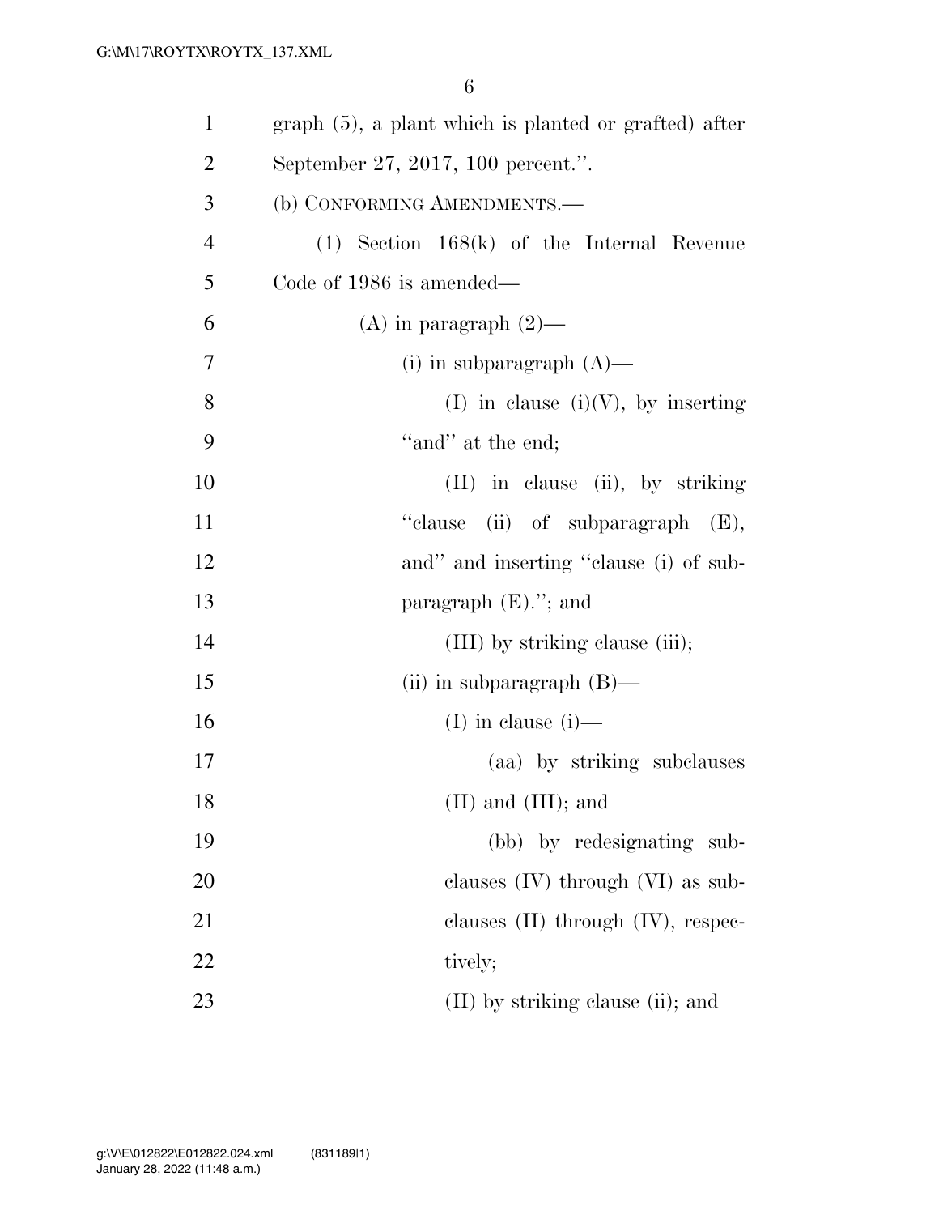graph (5), a plant which is planted or grafted) after September 27, 2017, 100 percent.''.

(b) CONFORMING AMENDMENTS.—

(1) Section 168(k) of the Internal Revenue Code of 1986 is amended—

(A) in paragraph (2)—

(i) in subparagraph (A)—

(I) in clause (i)(V), by inserting ''and'' at the end;

(II) in clause (ii), by striking ''clause (ii) of subparagraph (E), and'' and inserting ''clause (i) of subparagraph (E).''; and

(III) by striking clause (iii);

(ii) in subparagraph (B)—

(I) in clause (i)—

(aa) by striking subclauses (II) and (III); and

(bb) by redesignating subclauses (IV) through (VI) as subclauses (II) through (IV), respectively;

(II) by striking clause (ii); and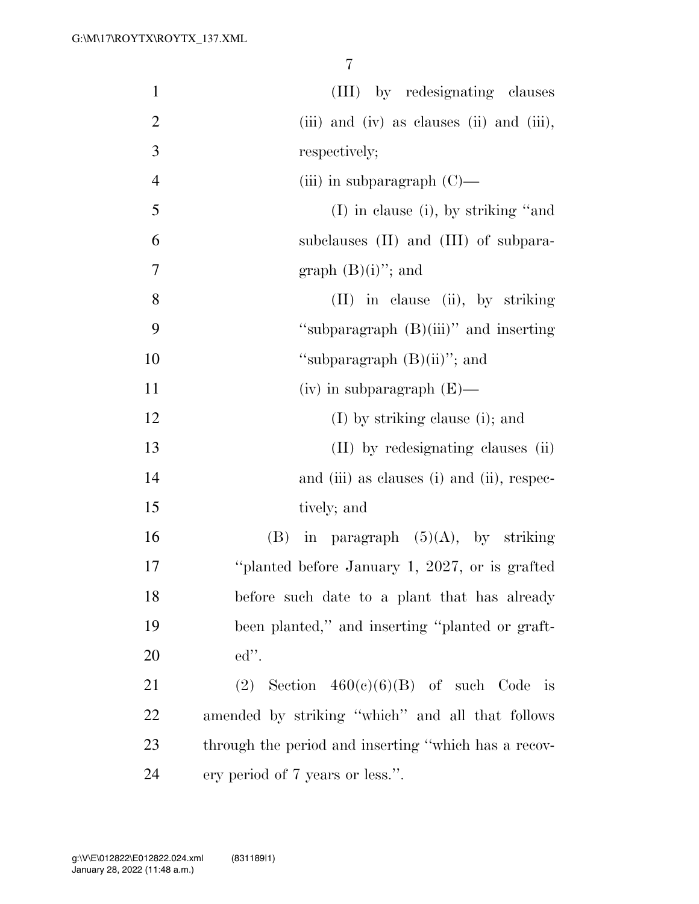(III) by redesignating clauses (iii) and (iv) as clauses (ii) and (iii), respectively;

(iii) in subparagraph (C)—

(I) in clause (i), by striking "and subclauses (II) and (III) of subparagraph (B)(i)"; and

(II) in clause (ii), by striking "subparagraph (B)(iii)" and inserting "subparagraph (B)(ii)"; and

(iv) in subparagraph (E)—

(I) by striking clause (i); and

(II) by redesignating clauses (ii) and (iii) as clauses (i) and (ii), respectively; and

(B) in paragraph (5)(A), by striking "planted before January 1, 2027, or is grafted before such date to a plant that has already been planted," and inserting "planted or grafted".

(2) Section 460(c)(6)(B) of such Code is amended by striking "which" and all that follows through the period and inserting "which has a recovery period of 7 years or less.".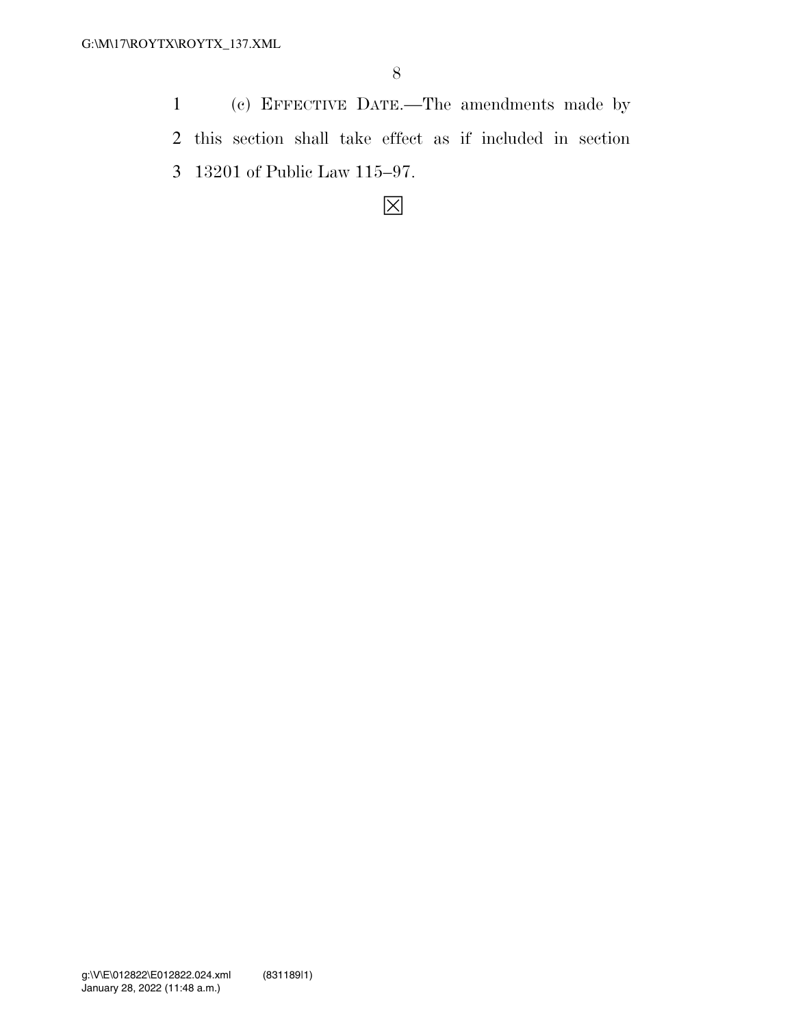(c) EFFECTIVE DATE.—The amendments made by this section shall take effect as if included in section 13201 of Public Law 115–97.